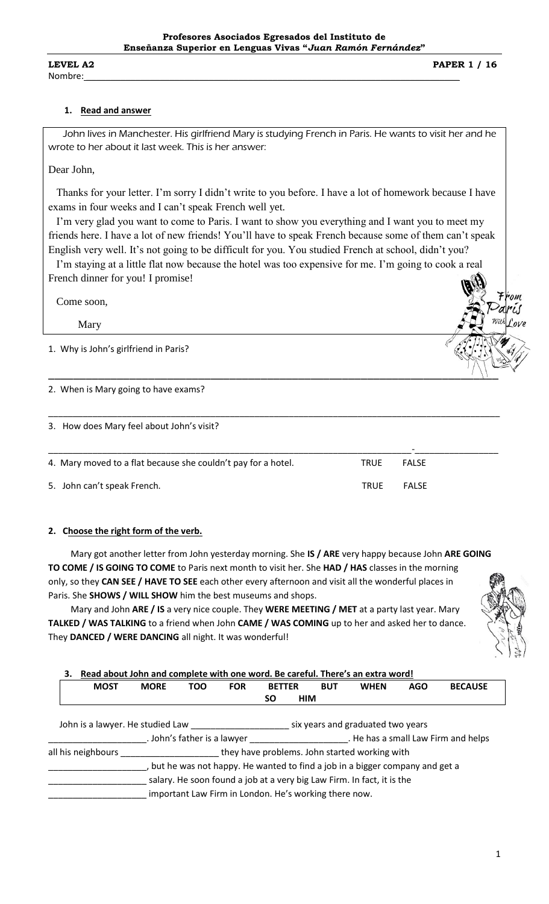**Profesores Asociados Egresados del Instituto de Enseñanza Superior en Lenguas Vivas "*Juan Ramón Fernández*"**

**LEVEL A2** **PAPER 1 / 16**

Nombre: ______________________________________________

## 1. Read and answer

John lives in Manchester. His girlfriend Mary is studying French in Paris. He wants to visit her and he wrote to her about it last week. This is her answer:

Dear John,

Thanks for your letter. I'm sorry I didn't write to you before. I have a lot of homework because I have exams in four weeks and I can't speak French well yet.

I'm very glad you want to come to Paris. I want to show you everything and I want you to meet my friends here. I have a lot of new friends! You'll have to speak French because some of them can't speak English very well. It's not going to be difficult for you. You studied French at school, didn't you?

I'm staying at a little flat now because the hotel was too expensive for me. I'm going to cook a real French dinner for you! I promise!

Come soon,

Mary

1. Why is John's girlfriend in Paris?

_______________________________________________

2. When is Mary going to have exams?

_______________________________________________

3. How does Mary feel about John's visit?

_______________________________________________

4. Mary moved to a flat because she couldn't pay for a hotel. TRUE FALSE

5. John can't speak French. TRUE FALSE

## 2. Choose the right form of the verb.

Mary got another letter from John yesterday morning. She **IS / ARE** very happy because John **ARE GOING TO COME / IS GOING TO COME** to Paris next month to visit her. She **HAD / HAS** classes in the morning only, so they **CAN SEE / HAVE TO SEE** each other every afternoon and visit all the wonderful places in Paris. She **SHOWS / WILL SHOW** him the best museums and shops.

Mary and John **ARE / IS** a very nice couple. They **WERE MEETING / MET** at a party last year. Mary **TALKED / WAS TALKING** to a friend when John **CAME / WAS COMING** up to her and asked her to dance. They **DANCED / WERE DANCING** all night. It was wonderful!

## 3. Read about John and complete with one word. Be careful. There's an extra word!

| MOST | MORE | TOO | FOR | BETTER | SO | BUT | WHEN | AGO | BECAUSE | HIM |
|---|---|---|---|---|---|---|---|---|---|---|

John is a lawyer. He studied Law ____________ six years and graduated two years ____________. John's father is a lawyer ____________. He has a small Law Firm and helps all his neighbours ____________ they have problems. John started working with ____________, but he was not happy. He wanted to find a job in a bigger company and get a ____________ salary. He soon found a job at a very big Law Firm. In fact, it is the ____________ important Law Firm in London. He's working there now.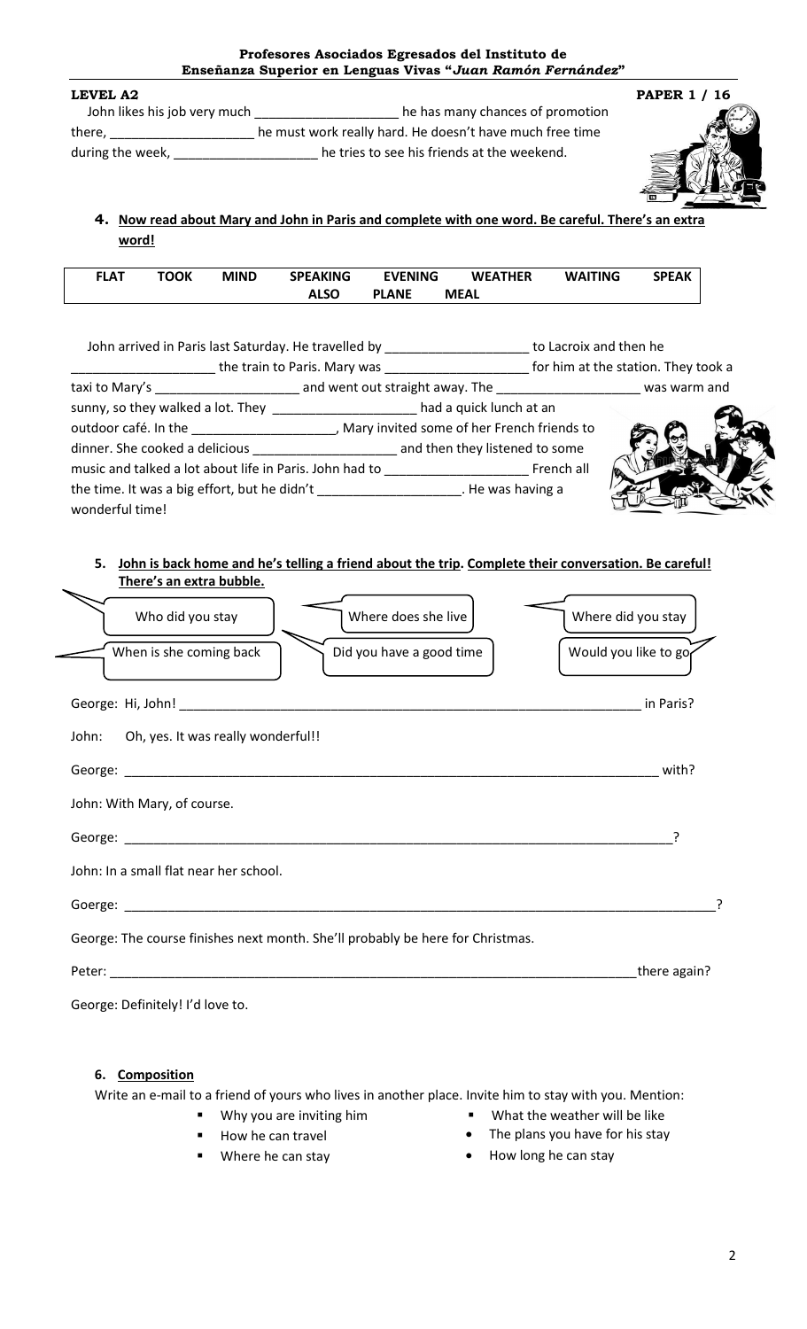LEVEL A2

John likes his job very much ____________________ he has many chances of promotion there, ____________________ he must work really hard. He doesn't have much free time during the week, ____________________ he tries to see his friends at the weekend.

**4. Now read about Mary and John in Paris and complete with one word. Be careful. There's an extra word!**

| | | | | | | | |
|---|---|---|---|---|---|---|---|
| FLAT | TOOK | MIND | SPEAKING | EVENING | WEATHER | WAITING | SPEAK |
| | | | ALSO | PLANE | MEAL | | |

John arrived in Paris last Saturday. He travelled by ____________________ to Lacroix and then he ____________________ the train to Paris. Mary was ____________________ for him at the station. They took a taxi to Mary's ____________________ and went out straight away. The ____________________ was warm and sunny, so they walked a lot. They ____________________ had a quick lunch at an outdoor café. In the ____________________, Mary invited some of her French friends to dinner. She cooked a delicious ____________________ and then they listened to some music and talked a lot about life in Paris. John had to ____________________ French all the time. It was a big effort, but he didn't ____________________. He was having a wonderful time!

**5. John is back home and he's telling a friend about the trip. Complete their conversation. Be careful! There's an extra bubble.**

Who did you stay

Where does she live

Where did you stay

When is she coming back

Did you have a good time

Would you like to go

George: Hi, John! ________________________________________ in Paris?

John: Oh, yes. It was really wonderful!!

George: ________________________________________ with?

John: With Mary, of course.

George: ________________________________________?

John: In a small flat near her school.

Goerge: ________________________________________?

George: The course finishes next month. She'll probably be here for Christmas.

Peter: ________________________________________there again?

George: Definitely! I'd love to.

**6. Composition**

Write an e-mail to a friend of yours who lives in another place. Invite him to stay with you. Mention:

- Why you are inviting him
- How he can travel
- Where he can stay
- What the weather will be like
- The plans you have for his stay
- How long he can stay